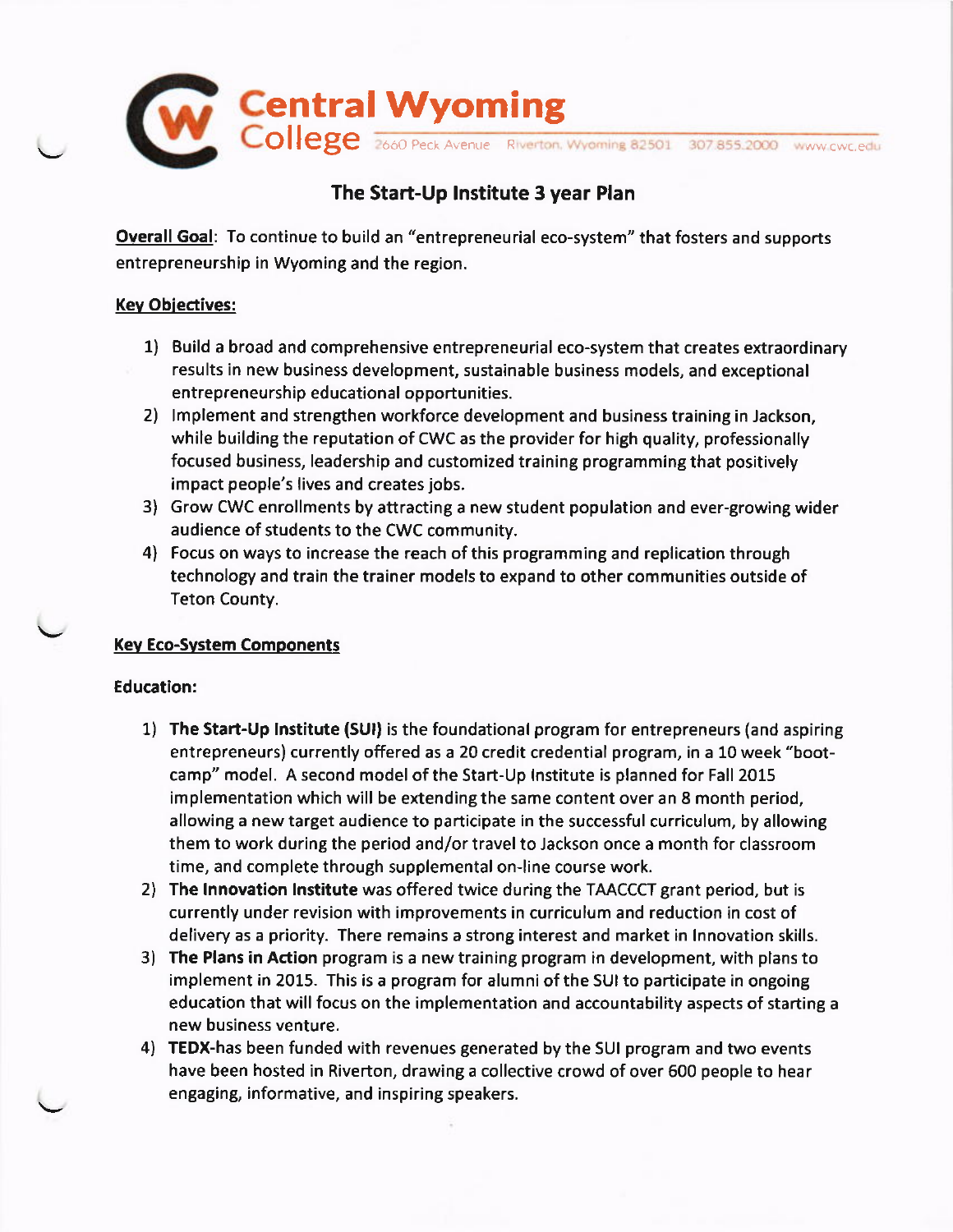# Central Wyoming College

2660 Peck Avenue Riverton, Wyoming 82501 307.855.2000 www.cwc.edu

## The Start-Up Institute 3 year Plan

**Overall Goal**: To continue to build an "entrepreneurial eco-system" that fosters and supports entrepreneurship in Wyoming and the region.

### Key Objectives:

1) Build a broad and comprehensive entrepreneurial eco-system that creates extraordinary results in new business development, sustainable business models, and exceptional entrepreneurship educational opportunities.
2) Implement and strengthen workforce development and business training in Jackson, while building the reputation of CWC as the provider for high quality, professionally focused business, leadership and customized training programming that positively impact people's lives and creates jobs.
3) Grow CWC enrollments by attracting a new student population and ever-growing wider audience of students to the CWC community.
4) Focus on ways to increase the reach of this programming and replication through technology and train the trainer models to expand to other communities outside of Teton County.

### Key Eco-System Components

**Education:**

1) **The Start-Up Institute (SUI)** is the foundational program for entrepreneurs (and aspiring entrepreneurs) currently offered as a 20 credit credential program, in a 10 week "boot-camp" model. A second model of the Start-Up Institute is planned for Fall 2015 implementation which will be extending the same content over an 8 month period, allowing a new target audience to participate in the successful curriculum, by allowing them to work during the period and/or travel to Jackson once a month for classroom time, and complete through supplemental on-line course work.
2) **The Innovation Institute** was offered twice during the TAACCCT grant period, but is currently under revision with improvements in curriculum and reduction in cost of delivery as a priority. There remains a strong interest and market in Innovation skills.
3) **The Plans in Action** program is a new training program in development, with plans to implement in 2015. This is a program for alumni of the SUI to participate in ongoing education that will focus on the implementation and accountability aspects of starting a new business venture.
4) **TEDX**-has been funded with revenues generated by the SUI program and two events have been hosted in Riverton, drawing a collective crowd of over 600 people to hear engaging, informative, and inspiring speakers.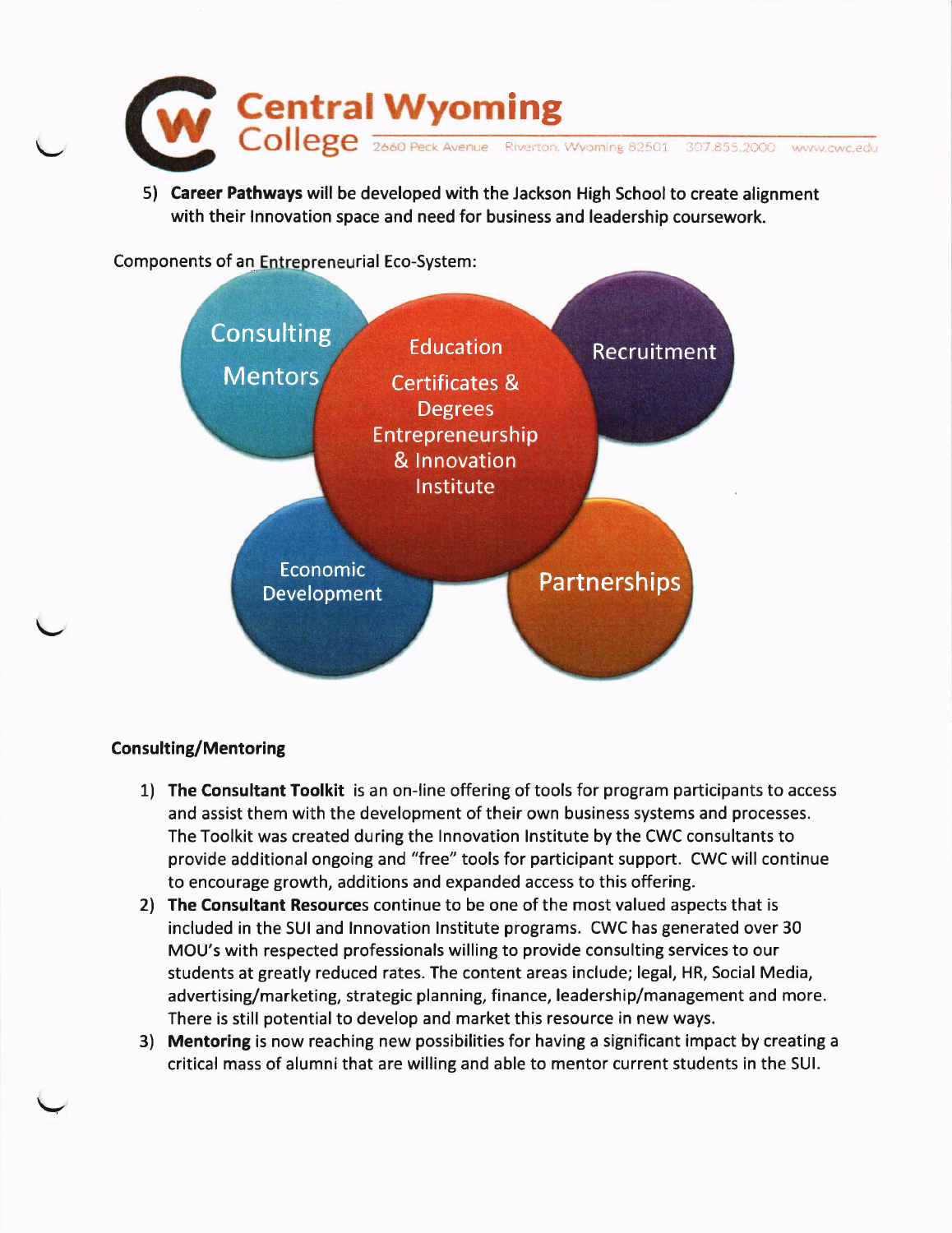5) **Career Pathways** will be developed with the Jackson High School to create alignment with their Innovation space and need for business and leadership coursework.

Components of an Entrepreneurial Eco-System:

Consulting
Mentors

Education
Certificates & Degrees
Entrepreneurship & Innovation Institute

Recruitment

Economic Development

Partnerships

**Consulting/Mentoring**

1) **The Consultant Toolkit** is an on-line offering of tools for program participants to access and assist them with the development of their own business systems and processes. The Toolkit was created during the Innovation Institute by the CWC consultants to provide additional ongoing and "free" tools for participant support. CWC will continue to encourage growth, additions and expanded access to this offering.
2) **The Consultant Resource**s continue to be one of the most valued aspects that is included in the SUI and Innovation Institute programs. CWC has generated over 30 MOU's with respected professionals willing to provide consulting services to our students at greatly reduced rates. The content areas include; legal, HR, Social Media, advertising/marketing, strategic planning, finance, leadership/management and more. There is still potential to develop and market this resource in new ways.
3) **Mentoring** is now reaching new possibilities for having a significant impact by creating a critical mass of alumni that are willing and able to mentor current students in the SUI.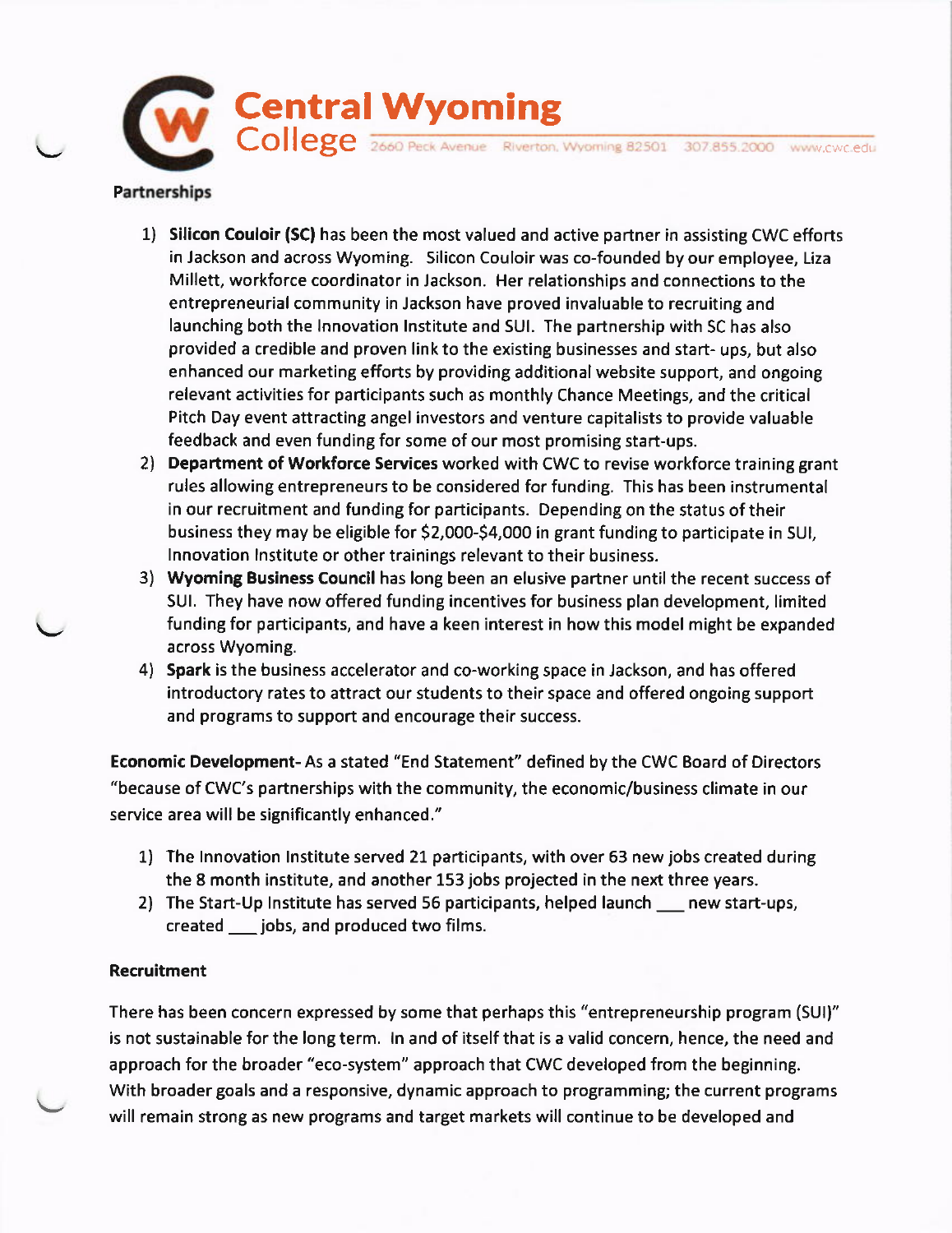**Partnerships**

1) **Silicon Couloir (SC)** has been the most valued and active partner in assisting CWC efforts in Jackson and across Wyoming. Silicon Couloir was co-founded by our employee, Liza Millett, workforce coordinator in Jackson. Her relationships and connections to the entrepreneurial community in Jackson have proved invaluable to recruiting and launching both the Innovation Institute and SUI. The partnership with SC has also provided a credible and proven link to the existing businesses and start- ups, but also enhanced our marketing efforts by providing additional website support, and ongoing relevant activities for participants such as monthly Chance Meetings, and the critical Pitch Day event attracting angel investors and venture capitalists to provide valuable feedback and even funding for some of our most promising start-ups.
2) **Department of Workforce Services** worked with CWC to revise workforce training grant rules allowing entrepreneurs to be considered for funding. This has been instrumental in our recruitment and funding for participants. Depending on the status of their business they may be eligible for $2,000-$4,000 in grant funding to participate in SUI, Innovation Institute or other trainings relevant to their business.
3) **Wyoming Business Council** has long been an elusive partner until the recent success of SUI. They have now offered funding incentives for business plan development, limited funding for participants, and have a keen interest in how this model might be expanded across Wyoming.
4) **Spark** is the business accelerator and co-working space in Jackson, and has offered introductory rates to attract our students to their space and offered ongoing support and programs to support and encourage their success.

**Economic Development-** As a stated "End Statement" defined by the CWC Board of Directors "because of CWC's partnerships with the community, the economic/business climate in our service area will be significantly enhanced."

1) The Innovation Institute served 21 participants, with over 63 new jobs created during the 8 month institute, and another 153 jobs projected in the next three years.
2) The Start-Up Institute has served 56 participants, helped launch ___ new start-ups, created ___ jobs, and produced two films.

**Recruitment**

There has been concern expressed by some that perhaps this "entrepreneurship program (SUI)" is not sustainable for the long term. In and of itself that is a valid concern, hence, the need and approach for the broader "eco-system" approach that CWC developed from the beginning. With broader goals and a responsive, dynamic approach to programming; the current programs will remain strong as new programs and target markets will continue to be developed and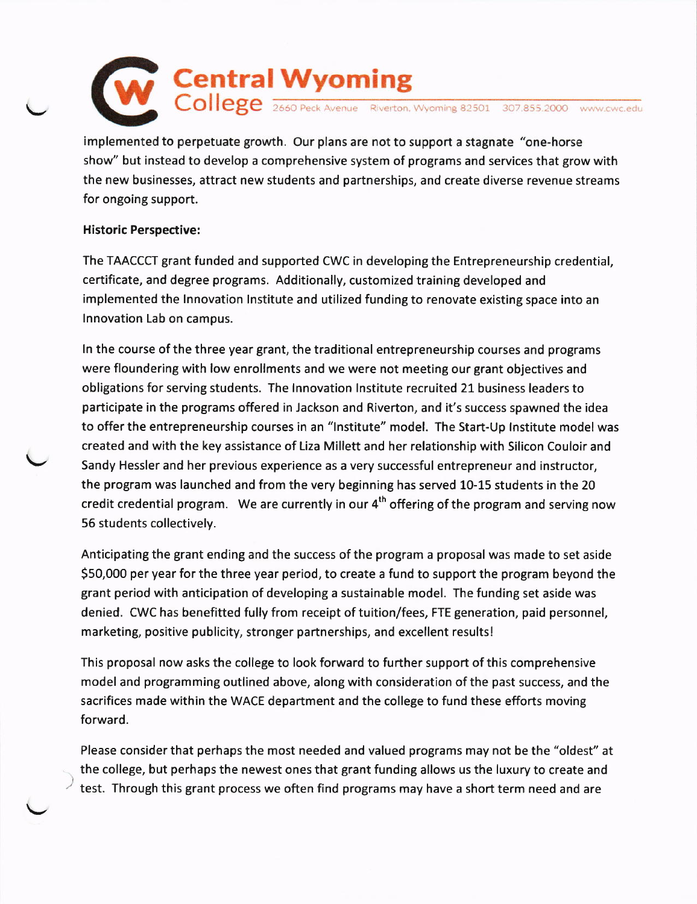implemented to perpetuate growth. Our plans are not to support a stagnate "one-horse show" but instead to develop a comprehensive system of programs and services that grow with the new businesses, attract new students and partnerships, and create diverse revenue streams for ongoing support.

**Historic Perspective:**

The TAACCCT grant funded and supported CWC in developing the Entrepreneurship credential, certificate, and degree programs. Additionally, customized training developed and implemented the Innovation Institute and utilized funding to renovate existing space into an Innovation Lab on campus.

In the course of the three year grant, the traditional entrepreneurship courses and programs were floundering with low enrollments and we were not meeting our grant objectives and obligations for serving students. The Innovation Institute recruited 21 business leaders to participate in the programs offered in Jackson and Riverton, and it's success spawned the idea to offer the entrepreneurship courses in an "Institute" model. The Start-Up Institute model was created and with the key assistance of Liza Millett and her relationship with Silicon Couloir and Sandy Hessler and her previous experience as a very successful entrepreneur and instructor, the program was launched and from the very beginning has served 10-15 students in the 20 credit credential program. We are currently in our 4th offering of the program and serving now 56 students collectively.

Anticipating the grant ending and the success of the program a proposal was made to set aside $50,000 per year for the three year period, to create a fund to support the program beyond the grant period with anticipation of developing a sustainable model. The funding set aside was denied. CWC has benefitted fully from receipt of tuition/fees, FTE generation, paid personnel, marketing, positive publicity, stronger partnerships, and excellent results!

This proposal now asks the college to look forward to further support of this comprehensive model and programming outlined above, along with consideration of the past success, and the sacrifices made within the WACE department and the college to fund these efforts moving forward.

Please consider that perhaps the most needed and valued programs may not be the "oldest" at the college, but perhaps the newest ones that grant funding allows us the luxury to create and test. Through this grant process we often find programs may have a short term need and are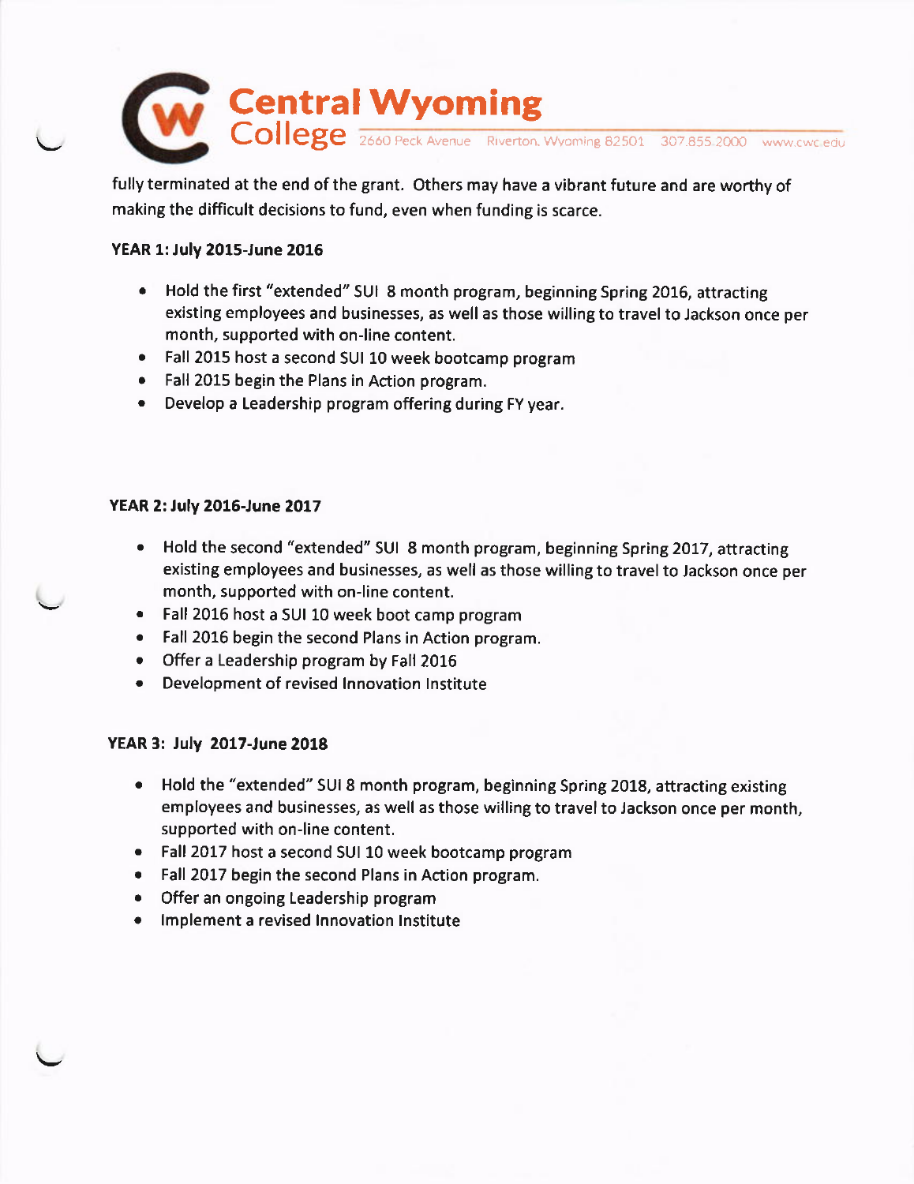fully terminated at the end of the grant. Others may have a vibrant future and are worthy of making the difficult decisions to fund, even when funding is scarce.

**YEAR 1: July 2015-June 2016**

- Hold the first "extended" SUI 8 month program, beginning Spring 2016, attracting existing employees and businesses, as well as those willing to travel to Jackson once per month, supported with on-line content.
- Fall 2015 host a second SUI 10 week bootcamp program
- Fall 2015 begin the Plans in Action program.
- Develop a Leadership program offering during FY year.

**YEAR 2: July 2016-June 2017**

- Hold the second "extended" SUI 8 month program, beginning Spring 2017, attracting existing employees and businesses, as well as those willing to travel to Jackson once per month, supported with on-line content.
- Fall 2016 host a SUI 10 week boot camp program
- Fall 2016 begin the second Plans in Action program.
- Offer a Leadership program by Fall 2016
- Development of revised Innovation Institute

**YEAR 3: July 2017-June 2018**

- Hold the "extended" SUI 8 month program, beginning Spring 2018, attracting existing employees and businesses, as well as those willing to travel to Jackson once per month, supported with on-line content.
- Fall 2017 host a second SUI 10 week bootcamp program
- Fall 2017 begin the second Plans in Action program.
- Offer an ongoing Leadership program
- Implement a revised Innovation Institute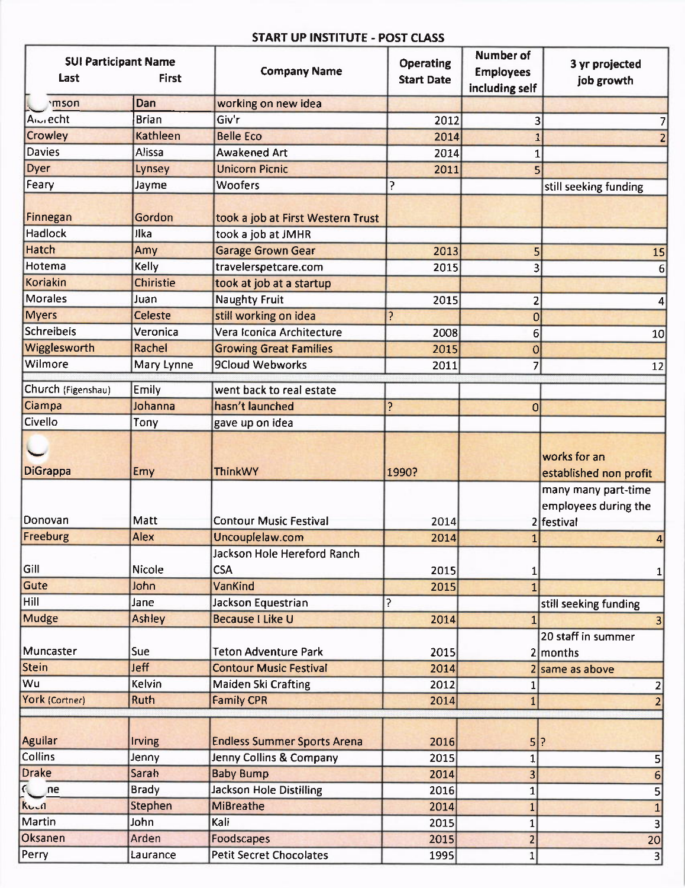**START UP INSTITUTE - POST CLASS**

| SUI Participant Name Last | First | Company Name | Operating Start Date | Number of Employees including self | 3 yr projected job growth |
|---|---|---|---|---|---|
| ...mson | Dan | working on new idea | | | |
| A...echt | Brian | Giv'r | 2012 | 3 | 7 |
| Crowley | Kathleen | Belle Eco | 2014 | 1 | 2 |
| Davies | Alissa | Awakened Art | 2014 | 1 | |
| Dyer | Lynsey | Unicorn Picnic | 2011 | 5 | |
| Feary | Jayme | Woofers | ? | | still seeking funding |
| Finnegan | Gordon | took a job at First Western Trust | | | |
| Hadlock | Ilka | took a job at JMHR | | | |
| Hatch | Amy | Garage Grown Gear | 2013 | 5 | 15 |
| Hotema | Kelly | travelerspetcare.com | 2015 | 3 | 6 |
| Koriakin | Chiristie | took at job at a startup | | | |
| Morales | Juan | Naughty Fruit | 2015 | 2 | 4 |
| Myers | Celeste | still working on idea | ? | 0 | |
| Schreibeis | Veronica | Vera Iconica Architecture | 2008 | 6 | 10 |
| Wigglesworth | Rachel | Growing Great Families | 2015 | 0 | |
| Wilmore | Mary Lynne | 9Cloud Webworks | 2011 | 7 | 12 |
| | | | | | |
| Church (Figenshau) | Emily | went back to real estate | | | |
| Ciampa | Johanna | hasn't launched | ? | 0 | |
| Civello | Tony | gave up on idea | | | |
| DiGrappa | Emy | ThinkWY | 1990? | | works for an established non profit |
| Donovan | Matt | Contour Music Festival | 2014 | 2 | many many part-time employees during the festival |
| Freeburg | Alex | Uncouplelaw.com | 2014 | 1 | 4 |
| Gill | Nicole | Jackson Hole Hereford Ranch CSA | 2015 | 1 | 1 |
| Gute | John | VanKind | 2015 | 1 | |
| Hill | Jane | Jackson Equestrian | ? | | still seeking funding |
| Mudge | Ashley | Because I Like U | 2014 | 1 | 3 |
| Muncaster | Sue | Teton Adventure Park | 2015 | 2 | 20 staff in summer months |
| Stein | Jeff | Contour Music Festival | 2014 | 2 | same as above |
| Wu | Kelvin | Maiden Ski Crafting | 2012 | 1 | 2 |
| York (Cortner) | Ruth | Family CPR | 2014 | 1 | 2 |
| | | | | | |
| Aguilar | Irving | Endless Summer Sports Arena | 2016 | 5 | ? |
| Collins | Jenny | Jenny Collins & Company | 2015 | 1 | 5 |
| Drake | Sarah | Baby Bump | 2014 | 3 | 6 |
| G...ne | Brady | Jackson Hole Distilling | 2016 | 1 | 5 |
| K...n | Stephen | MiBreathe | 2014 | 1 | 1 |
| Martin | John | Kali | 2015 | 1 | 3 |
| Oksanen | Arden | Foodscapes | 2015 | 2 | 20 |
| Perry | Laurance | Petit Secret Chocolates | 1995 | 1 | 3 |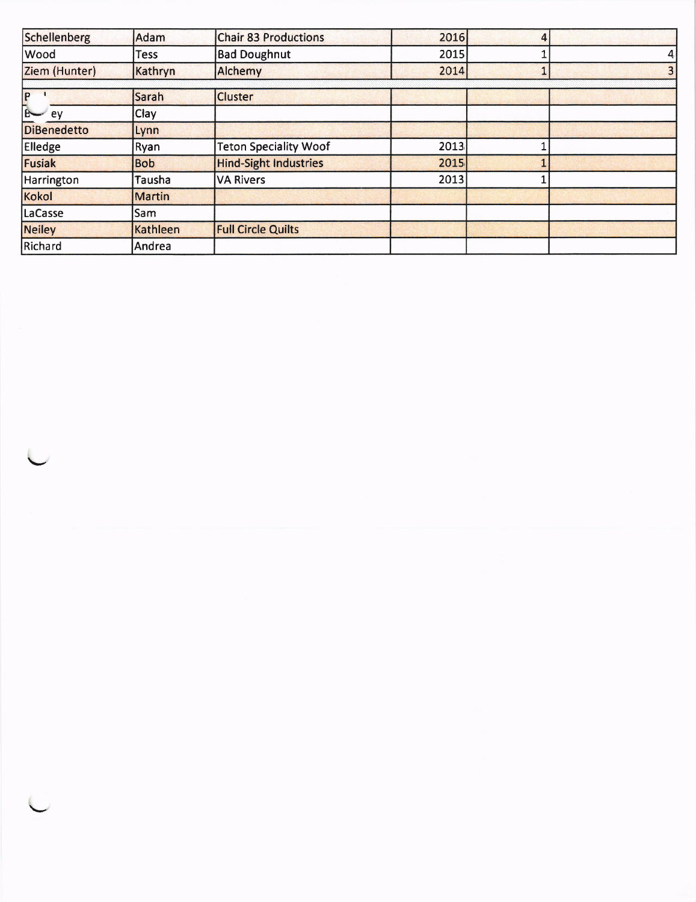| | | | | | |
|---|---|---|---|---|---|
| Schellenberg | Adam | Chair 83 Productions | 2016 | 4 | |
| Wood | Tess | Bad Doughnut | 2015 | 1 | 4 |
| Ziem (Hunter) | Kathryn | Alchemy | 2014 | 1 | 3 |
| | | | | | |
| P | Sarah | Cluster | | | |
| B ey | Clay | | | | |
| DiBenedetto | Lynn | | | | |
| Elledge | Ryan | Teton Speciality Woof | 2013 | 1 | |
| Fusiak | Bob | Hind-Sight Industries | 2015 | 1 | |
| Harrington | Tausha | VA Rivers | 2013 | 1 | |
| Kokol | Martin | | | | |
| LaCasse | Sam | | | | |
| Neiley | Kathleen | Full Circle Quilts | | | |
| Richard | Andrea | | | | |